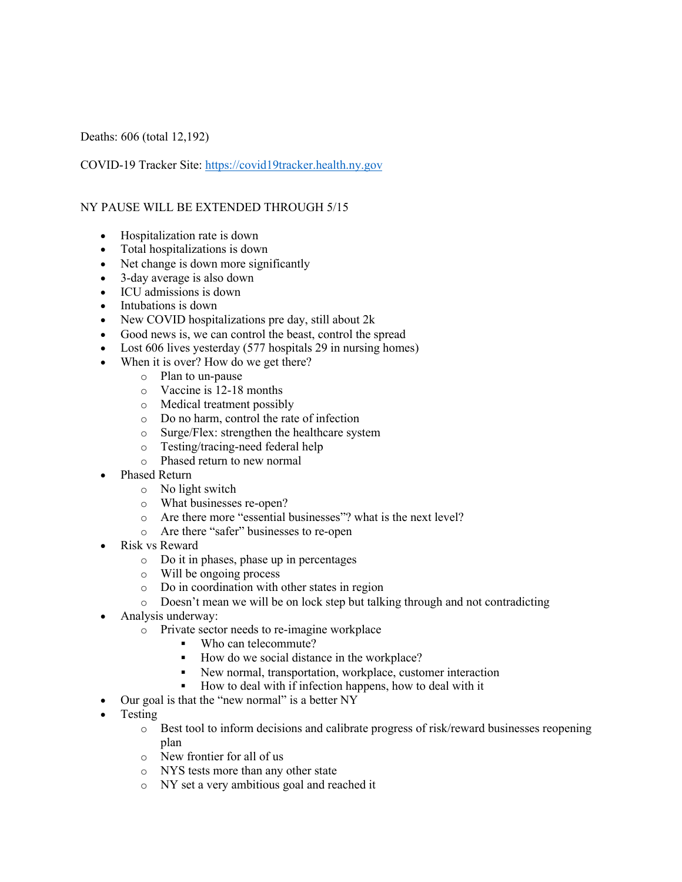Deaths: 606 (total 12,192)

COVID-19 Tracker Site: [https://covid19tracker.health.ny.gov](https://covid19tracker.health.ny.gov)

NY PAUSE WILL BE EXTENDED THROUGH 5/15

- Hospitalization rate is down
- Total hospitalizations is down
- Net change is down more significantly
- 3-day average is also down
- ICU admissions is down
- Intubations is down
- New COVID hospitalizations pre day, still about 2k
- Good news is, we can control the beast, control the spread
- Lost 606 lives yesterday (577 hospitals 29 in nursing homes)
- When it is over? How do we get there?
  - Plan to un-pause
  - Vaccine is 12-18 months
  - Medical treatment possibly
  - Do no harm, control the rate of infection
  - Surge/Flex: strengthen the healthcare system
  - Testing/tracing-need federal help
  - Phased return to new normal
- Phased Return
  - No light switch
  - What businesses re-open?
  - Are there more "essential businesses"? what is the next level?
  - Are there "safer" businesses to re-open
- Risk vs Reward
  - Do it in phases, phase up in percentages
  - Will be ongoing process
  - Do in coordination with other states in region
  - Doesn't mean we will be on lock step but talking through and not contradicting
- Analysis underway:
  - Private sector needs to re-imagine workplace
    - Who can telecommute?
    - How do we social distance in the workplace?
    - New normal, transportation, workplace, customer interaction
    - How to deal with if infection happens, how to deal with it
- Our goal is that the "new normal" is a better NY
- Testing
  - Best tool to inform decisions and calibrate progress of risk/reward businesses reopening plan
  - New frontier for all of us
  - NYS tests more than any other state
  - NY set a very ambitious goal and reached it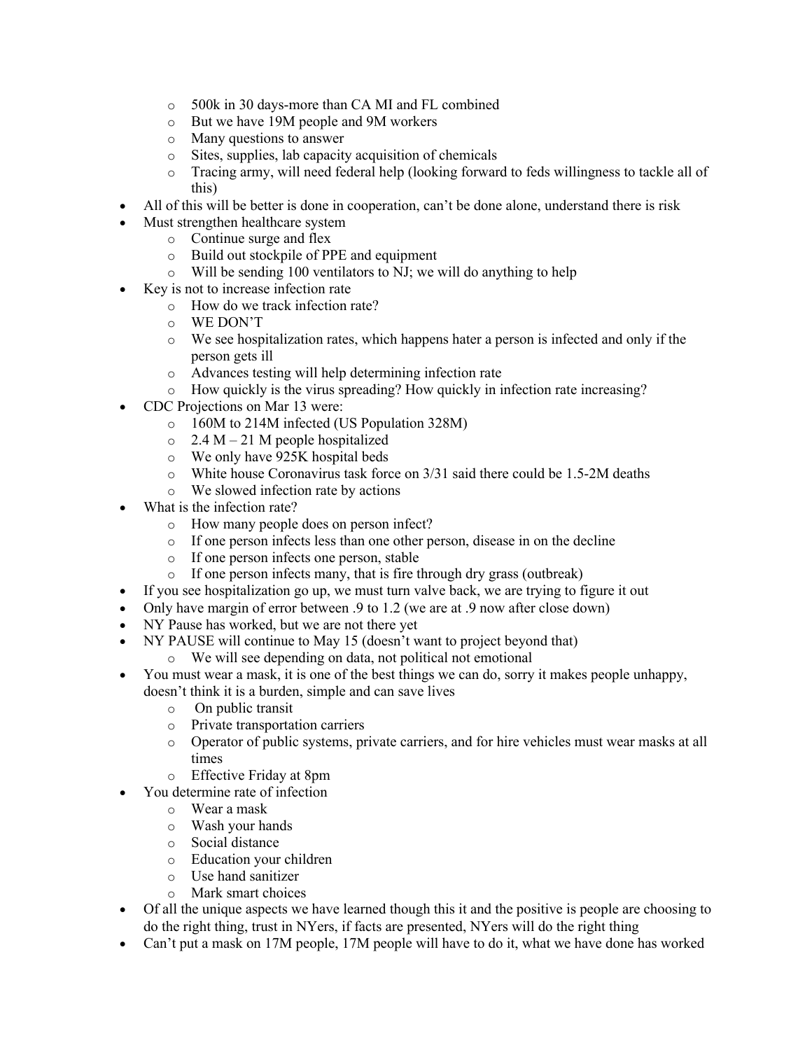- 500k in 30 days-more than CA MI and FL combined
  - But we have 19M people and 9M workers
  - Many questions to answer
  - Sites, supplies, lab capacity acquisition of chemicals
  - Tracing army, will need federal help (looking forward to feds willingness to tackle all of this)
- All of this will be better is done in cooperation, can't be done alone, understand there is risk
- Must strengthen healthcare system
  - Continue surge and flex
  - Build out stockpile of PPE and equipment
  - Will be sending 100 ventilators to NJ; we will do anything to help
- Key is not to increase infection rate
  - How do we track infection rate?
  - WE DON'T
  - We see hospitalization rates, which happens hater a person is infected and only if the person gets ill
  - Advances testing will help determining infection rate
  - How quickly is the virus spreading? How quickly in infection rate increasing?
- CDC Projections on Mar 13 were:
  - 160M to 214M infected (US Population 328M)
  - 2.4 M – 21 M people hospitalized
  - We only have 925K hospital beds
  - White house Coronavirus task force on 3/31 said there could be 1.5-2M deaths
  - We slowed infection rate by actions
- What is the infection rate?
  - How many people does on person infect?
  - If one person infects less than one other person, disease in on the decline
  - If one person infects one person, stable
  - If one person infects many, that is fire through dry grass (outbreak)
- If you see hospitalization go up, we must turn valve back, we are trying to figure it out
- Only have margin of error between .9 to 1.2 (we are at .9 now after close down)
- NY Pause has worked, but we are not there yet
- NY PAUSE will continue to May 15 (doesn't want to project beyond that)
  - We will see depending on data, not political not emotional
- You must wear a mask, it is one of the best things we can do, sorry it makes people unhappy, doesn't think it is a burden, simple and can save lives
  - On public transit
  - Private transportation carriers
  - Operator of public systems, private carriers, and for hire vehicles must wear masks at all times
  - Effective Friday at 8pm
- You determine rate of infection
  - Wear a mask
  - Wash your hands
  - Social distance
  - Education your children
  - Use hand sanitizer
  - Mark smart choices
- Of all the unique aspects we have learned though this it and the positive is people are choosing to do the right thing, trust in NYers, if facts are presented, NYers will do the right thing
- Can't put a mask on 17M people, 17M people will have to do it, what we have done has worked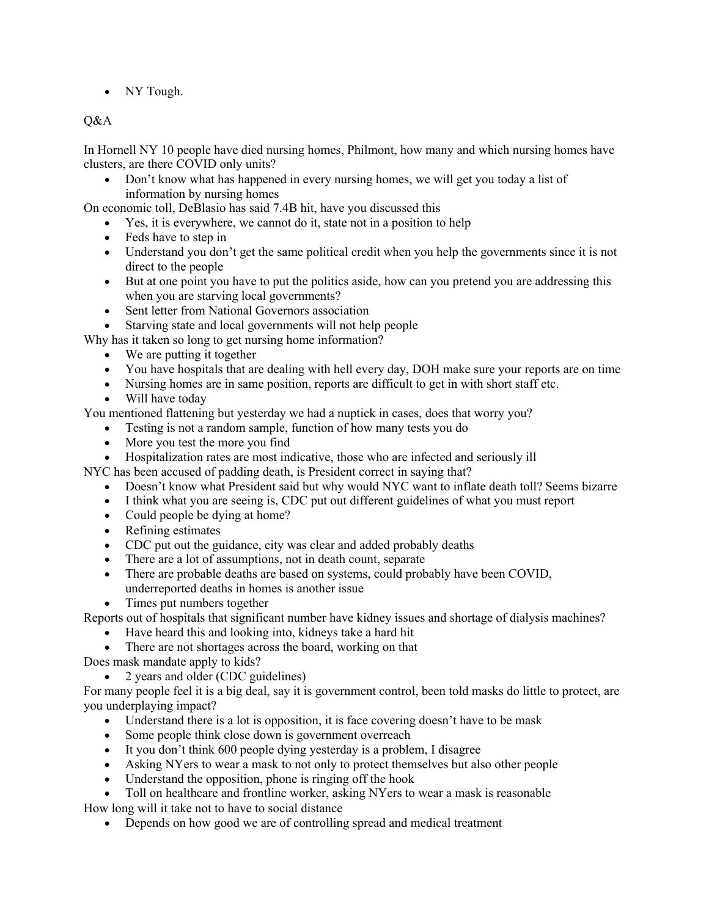- NY Tough.

Q&A

In Hornell NY 10 people have died nursing homes, Philmont, how many and which nursing homes have clusters, are there COVID only units?

- Don't know what has happened in every nursing homes, we will get you today a list of information by nursing homes

On economic toll, DeBlasio has said 7.4B hit, have you discussed this

- Yes, it is everywhere, we cannot do it, state not in a position to help
- Feds have to step in
- Understand you don't get the same political credit when you help the governments since it is not direct to the people
- But at one point you have to put the politics aside, how can you pretend you are addressing this when you are starving local governments?
- Sent letter from National Governors association
- Starving state and local governments will not help people

Why has it taken so long to get nursing home information?

- We are putting it together
- You have hospitals that are dealing with hell every day, DOH make sure your reports are on time
- Nursing homes are in same position, reports are difficult to get in with short staff etc.
- Will have today

You mentioned flattening but yesterday we had a nuptick in cases, does that worry you?

- Testing is not a random sample, function of how many tests you do
- More you test the more you find
- Hospitalization rates are most indicative, those who are infected and seriously ill

NYC has been accused of padding death, is President correct in saying that?

- Doesn't know what President said but why would NYC want to inflate death toll? Seems bizarre
- I think what you are seeing is, CDC put out different guidelines of what you must report
- Could people be dying at home?
- Refining estimates
- CDC put out the guidance, city was clear and added probably deaths
- There are a lot of assumptions, not in death count, separate
- There are probable deaths are based on systems, could probably have been COVID, underreported deaths in homes is another issue
- Times put numbers together

Reports out of hospitals that significant number have kidney issues and shortage of dialysis machines?

- Have heard this and looking into, kidneys take a hard hit
- There are not shortages across the board, working on that

Does mask mandate apply to kids?

- 2 years and older (CDC guidelines)

For many people feel it is a big deal, say it is government control, been told masks do little to protect, are you underplaying impact?

- Understand there is a lot is opposition, it is face covering doesn't have to be mask
- Some people think close down is government overreach
- It you don't think 600 people dying yesterday is a problem, I disagree
- Asking NYers to wear a mask to not only to protect themselves but also other people
- Understand the opposition, phone is ringing off the hook
- Toll on healthcare and frontline worker, asking NYers to wear a mask is reasonable

How long will it take not to have to social distance

- Depends on how good we are of controlling spread and medical treatment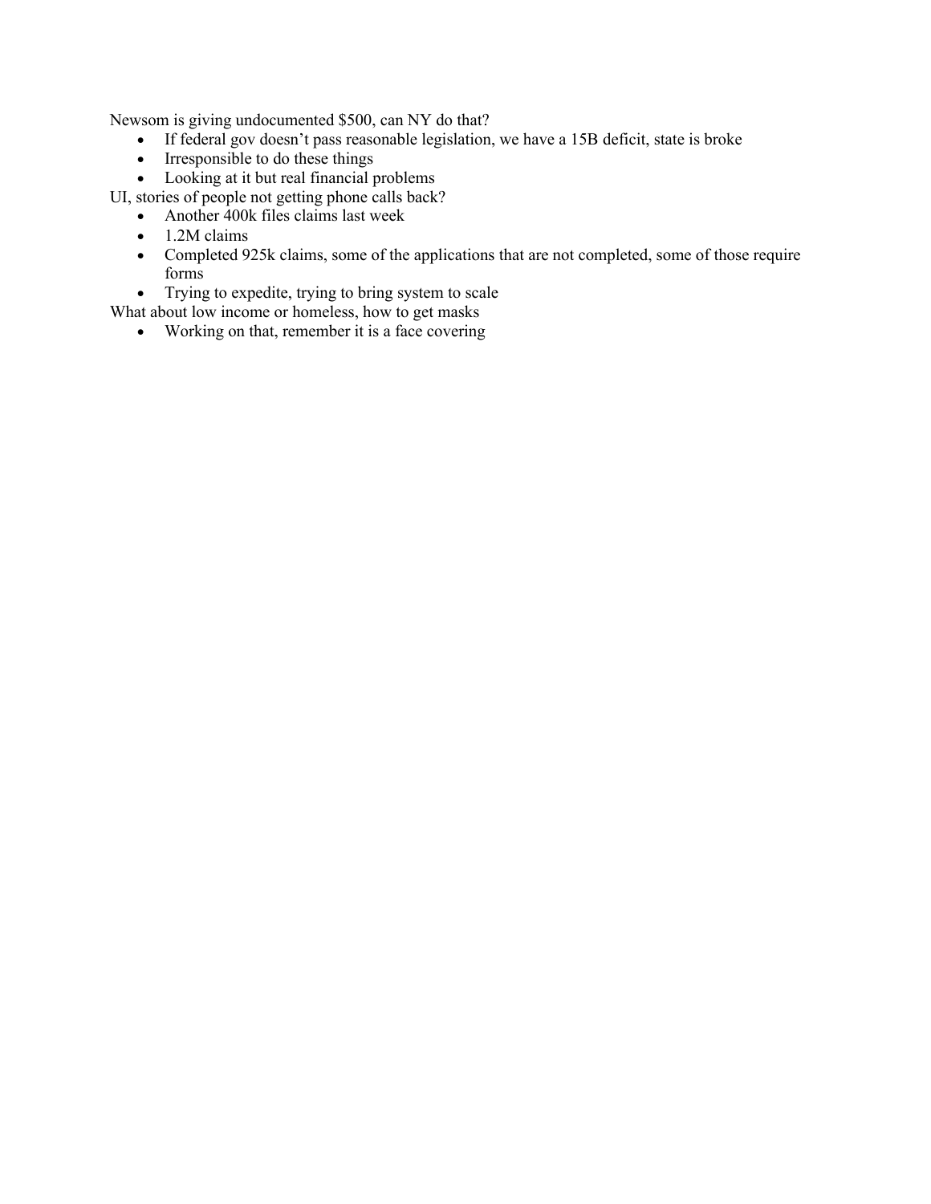Newsom is giving undocumented $500, can NY do that?

- If federal gov doesn't pass reasonable legislation, we have a 15B deficit, state is broke
- Irresponsible to do these things
- Looking at it but real financial problems

UI, stories of people not getting phone calls back?

- Another 400k files claims last week
- 1.2M claims
- Completed 925k claims, some of the applications that are not completed, some of those require forms
- Trying to expedite, trying to bring system to scale

What about low income or homeless, how to get masks

- Working on that, remember it is a face covering